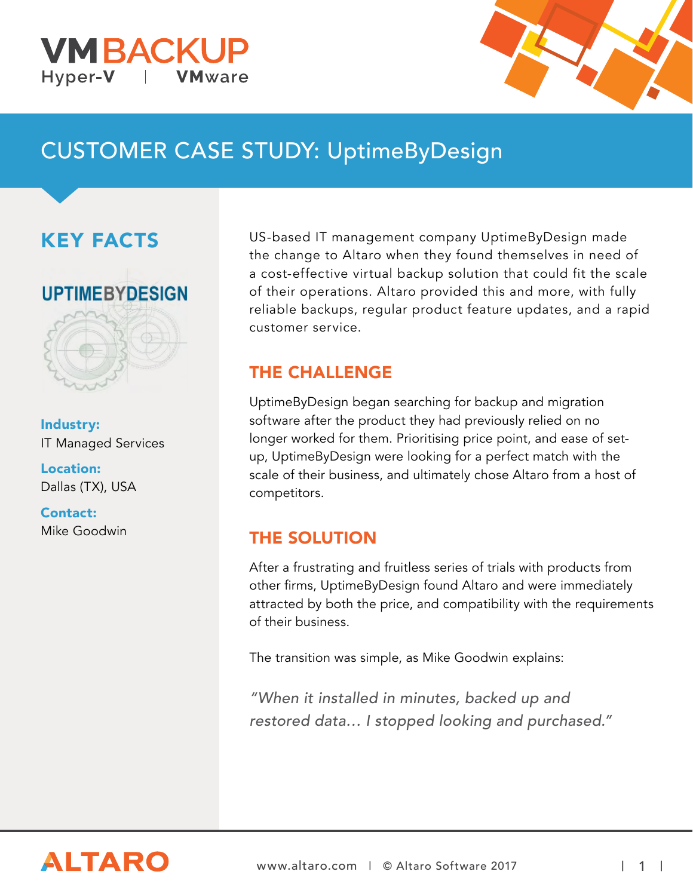VMBACKUP
Hyper-V | VMware

# CUSTOMER CASE STUDY: UptimeByDesign

## KEY FACTS

UPTIMEBYDESIGN

**Industry:**
IT Managed Services

**Location:**
Dallas (TX), USA

**Contact:**
Mike Goodwin

US-based IT management company UptimeByDesign made the change to Altaro when they found themselves in need of a cost-effective virtual backup solution that could fit the scale of their operations. Altaro provided this and more, with fully reliable backups, regular product feature updates, and a rapid customer service.

## THE CHALLENGE

UptimeByDesign began searching for backup and migration software after the product they had previously relied on no longer worked for them. Prioritising price point, and ease of set-up, UptimeByDesign were looking for a perfect match with the scale of their business, and ultimately chose Altaro from a host of competitors.

## THE SOLUTION

After a frustrating and fruitless series of trials with products from other firms, UptimeByDesign found Altaro and were immediately attracted by both the price, and compatibility with the requirements of their business.

The transition was simple, as Mike Goodwin explains:

*"When it installed in minutes, backed up and restored data… I stopped looking and purchased."*

ALTARO

www.altaro.com | © Altaro Software 2017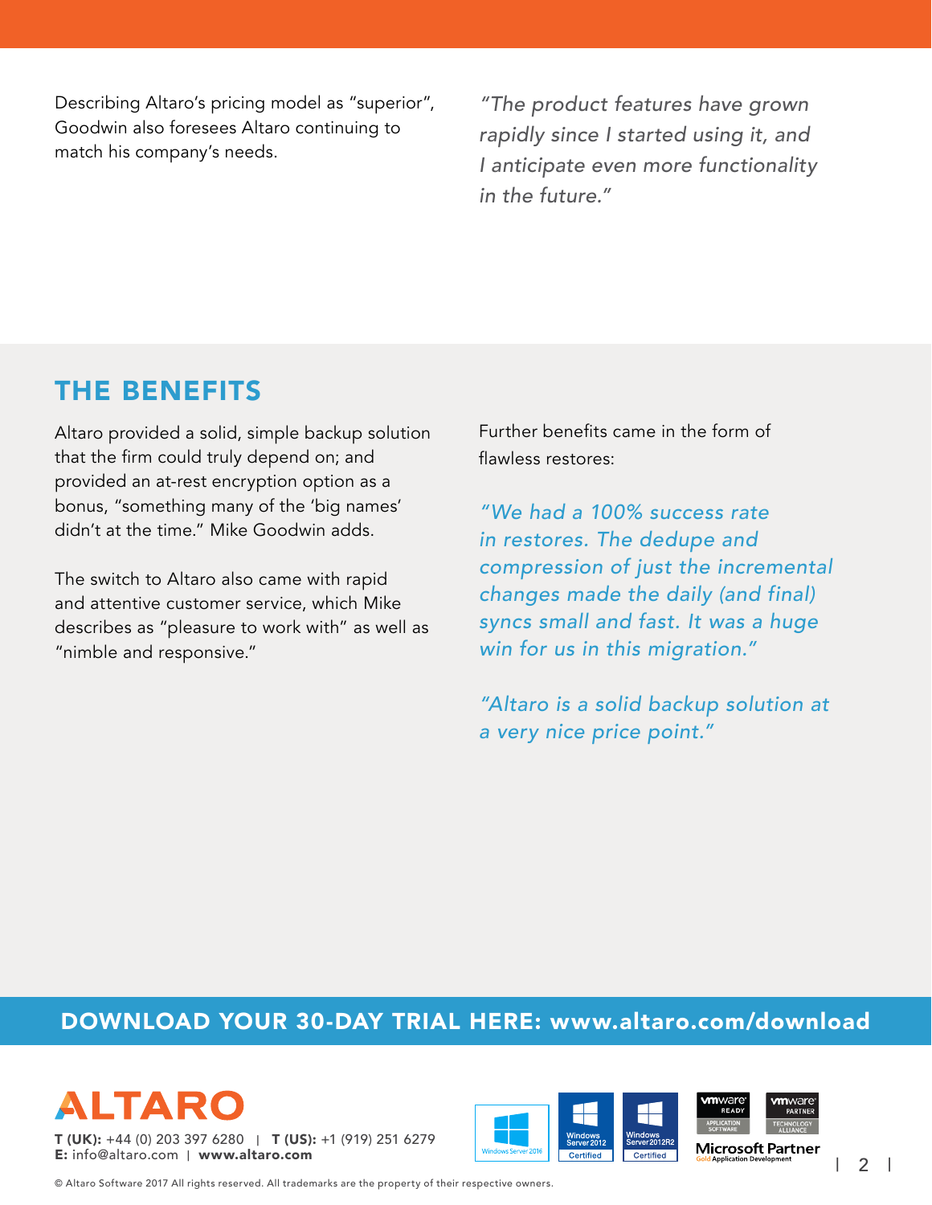Describing Altaro's pricing model as "superior", Goodwin also foresees Altaro continuing to match his company's needs.

*"The product features have grown rapidly since I started using it, and I anticipate even more functionality in the future."*

## THE BENEFITS

Altaro provided a solid, simple backup solution that the firm could truly depend on; and provided an at-rest encryption option as a bonus, "something many of the 'big names' didn't at the time." Mike Goodwin adds.

The switch to Altaro also came with rapid and attentive customer service, which Mike describes as "pleasure to work with" as well as "nimble and responsive."

Further benefits came in the form of flawless restores:

*"We had a 100% success rate in restores. The dedupe and compression of just the incremental changes made the daily (and final) syncs small and fast. It was a huge win for us in this migration."*

*"Altaro is a solid backup solution at a very nice price point."*

**DOWNLOAD YOUR 30-DAY TRIAL HERE: www.altaro.com/download**

ALTARO

**T (UK):** +44 (0) 203 397 6280 | **T (US):** +1 (919) 251 6279
**E:** info@altaro.com | **www.altaro.com**

© Altaro Software 2017 All rights reserved. All trademarks are the property of their respective owners.